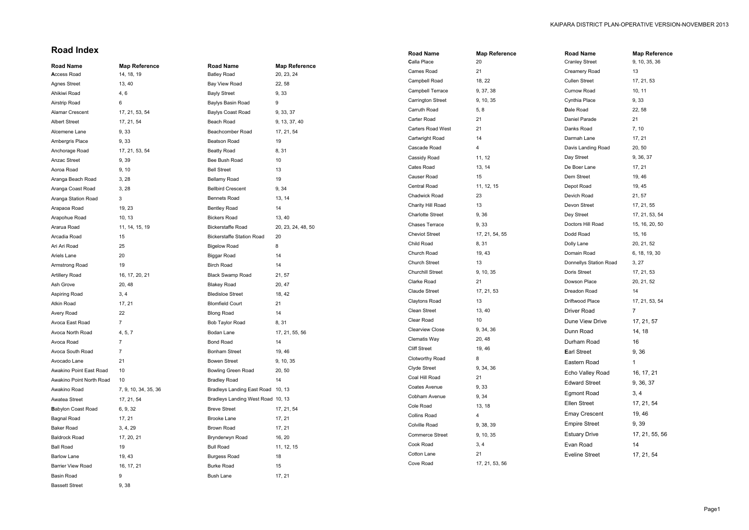# Road Index

| Road Name | Map Reference |
|---|---|
| **A**ccess Road | 14, 18, 19 |
| Agnes Street | 13, 40 |
| Ahikiwi Road | 4, 6 |
| Airstrip Road | 6 |
| Alamar Crescent | 17, 21, 53, 54 |
| Albert Street | 17, 21, 54 |
| Alcemene Lane | 9, 33 |
| Ambergris Place | 9, 33 |
| Anchorage Road | 17, 21, 53, 54 |
| Anzac Street | 9, 39 |
| Aoroa Road | 9, 10 |
| Aranga Beach Road | 3, 28 |
| Aranga Coast Road | 3, 28 |
| Aranga Station Road | 3 |
| Arapaoa Road | 19, 23 |
| Arapohue Road | 10, 13 |
| Ararua Road | 11, 14, 15, 19 |
| Arcadia Road | 15 |
| Ari Ari Road | 25 |
| Ariels Lane | 20 |
| Armstrong Road | 19 |
| Artillery Road | 16, 17, 20, 21 |
| Ash Grove | 20, 48 |
| Aspiring Road | 3, 4 |
| Atkin Road | 17, 21 |
| Avery Road | 22 |
| Avoca East Road | 7 |
| Avoca North Road | 4, 5, 7 |
| Avoca Road | 7 |
| Avoca South Road | 7 |
| Avocado Lane | 21 |
| Awakino Point East Road | 10 |
| Awakino Point North Road | 10 |
| Awakino Road | 7, 9, 10, 34, 35, 36 |
| Awatea Street | 17, 21, 54 |
| **B**abylon Coast Road | 6, 9, 32 |
| Bagnal Road | 17, 21 |
| Baker Road | 3, 4, 29 |
| Baldrock Road | 17, 20, 21 |
| Ball Road | 19 |
| Barlow Lane | 19, 43 |
| Barrier View Road | 16, 17, 21 |
| Basin Road | 9 |
| Bassett Street | 9, 38 |
| Batley Road | 20, 23, 24 |
| Bay View Road | 22, 58 |
| Bayly Street | 9, 33 |
| Baylys Basin Road | 9 |
| Baylys Coast Road | 9, 33, 37 |
| Beach Road | 9, 13, 37, 40 |
| Beachcomber Road | 17, 21, 54 |
| Beatson Road | 19 |
| Beatty Road | 8, 31 |
| Bee Bush Road | 10 |
| Bell Street | 13 |
| Bellamy Road | 19 |
| Bellbird Crescent | 9, 34 |
| Bennets Road | 13, 14 |
| Bentley Road | 14 |
| Bickers Road | 13, 40 |
| Bickerstaffe Road | 20, 23, 24, 48, 50 |
| Bickerstaffe Station Road | 20 |
| Bigelow Road | 8 |
| Biggar Road | 14 |
| Birch Road | 14 |
| Black Swamp Road | 21, 57 |
| Blakey Road | 20, 47 |
| Bledisloe Street | 18, 42 |
| Blomfield Court | 21 |
| Blong Road | 14 |
| Bob Taylor Road | 8, 31 |
| Bodan Lane | 17, 21, 55, 56 |
| Bond Road | 14 |
| Bonham Street | 19, 46 |
| Bowen Street | 9, 10, 35 |
| Bowling Green Road | 20, 50 |
| Bradley Road | 14 |
| Bradleys Landing East Road | 10, 13 |
| Bradleys Landing West Road | 10, 13 |
| Breve Street | 17, 21, 54 |
| Brooke Lane | 17, 21 |
| Brown Road | 17, 21 |
| Brynderwyn Road | 16, 20 |
| Bull Road | 11, 12, 15 |
| Burgess Road | 18 |
| Burke Road | 15 |
| Bush Lane | 17, 21 |
| **C**alla Place | 20 |
| Cames Road | 21 |
| Campbell Road | 18, 22 |
| Campbell Terrace | 9, 37, 38 |
| Carrington Street | 9, 10, 35 |
| Carruth Road | 5, 8 |
| Carter Road | 21 |
| Carters Road West | 21 |
| Cartwright Road | 14 |
| Cascade Road | 4 |
| Cassidy Road | 11, 12 |
| Cates Road | 13, 14 |
| Causer Road | 15 |
| Central Road | 11, 12, 15 |
| Chadwick Road | 23 |
| Charity Hill Road | 13 |
| Charlotte Street | 9, 36 |
| Chases Terrace | 9, 33 |
| Cheviot Street | 17, 21, 54, 55 |
| Child Road | 8, 31 |
| Church Road | 19, 43 |
| Church Street | 13 |
| Churchill Street | 9, 10, 35 |
| Clarke Road | 21 |
| Claude Street | 17, 21, 53 |
| Claytons Road | 13 |
| Clean Street | 13, 40 |
| Clear Road | 10 |
| Clearview Close | 9, 34, 36 |
| Clematis Way | 20, 48 |
| Cliff Street | 19, 46 |
| Clotworthy Road | 8 |
| Clyde Street | 9, 34, 36 |
| Coal Hill Road | 21 |
| Coates Avenue | 9, 33 |
| Cobham Avenue | 9, 34 |
| Cole Road | 13, 18 |
| Collins Road | 4 |
| Colville Road | 9, 38, 39 |
| Commerce Street | 9, 10, 35 |
| Cook Road | 3, 4 |
| Cotton Lane | 21 |
| Cove Road | 17, 21, 53, 56 |
| Cranley Street | 9, 10, 35, 36 |
| Creamery Road | 13 |
| Cullen Street | 17, 21, 53 |
| Curnow Road | 10, 11 |
| Cynthia Place | 9, 33 |
| **D**ale Road | 22, 58 |
| Daniel Parade | 21 |
| Danks Road | 7, 10 |
| Darmah Lane | 17, 21 |
| Davis Landing Road | 20, 50 |
| Day Street | 9, 36, 37 |
| De Boer Lane | 17, 21 |
| Dem Street | 19, 46 |
| Depot Road | 19, 45 |
| Devich Road | 21, 57 |
| Devon Street | 17, 21, 55 |
| Dey Street | 17, 21, 53, 54 |
| Doctors Hill Road | 15, 16, 20, 50 |
| Dodd Road | 15, 16 |
| Dolly Lane | 20, 21, 52 |
| Domain Road | 6, 18, 19, 30 |
| Donnellys Station Road | 3, 27 |
| Doris Street | 17, 21, 53 |
| Dowson Place | 20, 21, 52 |
| Dreadon Road | 14 |
| Driftwood Place | 17, 21, 53, 54 |
| Driver Road | 7 |
| Dune View Drive | 17, 21, 57 |
| Dunn Road | 14, 18 |
| Durham Road | 16 |
| **E**arl Street | 9, 36 |
| Eastern Road | 1 |
| Echo Valley Road | 16, 17, 21 |
| Edward Street | 9, 36, 37 |
| Egmont Road | 3, 4 |
| Ellen Street | 17, 21, 54 |
| Emay Crescent | 19, 46 |
| Empire Street | 9, 39 |
| Estuary Drive | 17, 21, 55, 56 |
| Evan Road | 14 |
| Eveline Street | 17, 21, 54 |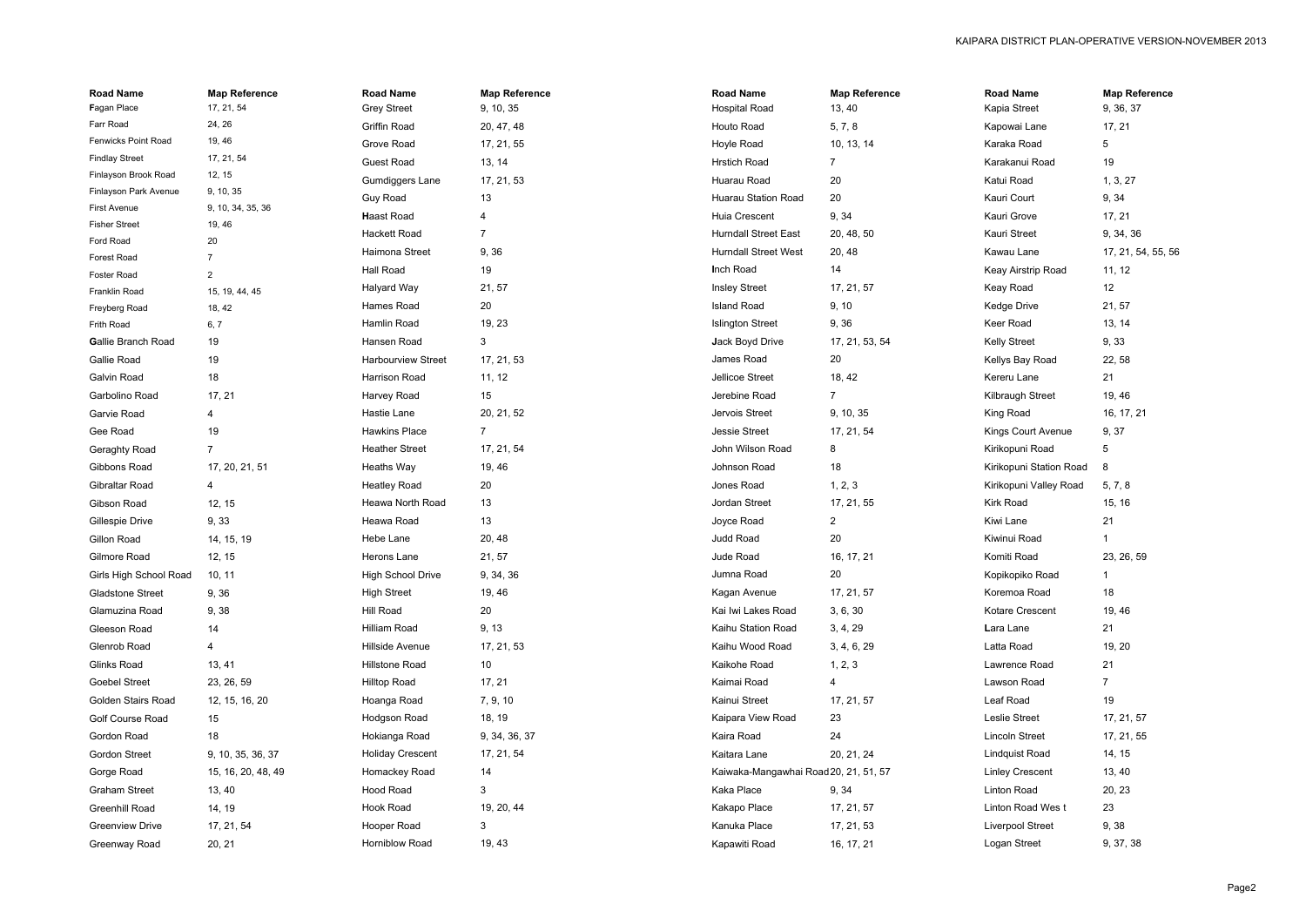| Road Name | Map Reference |
|---|---|
| Fagan Place | 17, 21, 54 |
| Farr Road | 24, 26 |
| Fenwicks Point Road | 19, 46 |
| Findlay Street | 17, 21, 54 |
| Finlayson Brook Road | 12, 15 |
| Finlayson Park Avenue | 9, 10, 35 |
| First Avenue | 9, 10, 34, 35, 36 |
| Fisher Street | 19, 46 |
| Ford Road | 20 |
| Forest Road | 7 |
| Foster Road | 2 |
| Franklin Road | 15, 19, 44, 45 |
| Freyberg Road | 18, 42 |
| Frith Road | 6, 7 |
| Gallie Branch Road | 19 |
| Gallie Road | 19 |
| Galvin Road | 18 |
| Garbolino Road | 17, 21 |
| Garvie Road | 4 |
| Gee Road | 19 |
| Geraghty Road | 7 |
| Gibbons Road | 17, 20, 21, 51 |
| Gibraltar Road | 4 |
| Gibson Road | 12, 15 |
| Gillespie Drive | 9, 33 |
| Gillon Road | 14, 15, 19 |
| Gilmore Road | 12, 15 |
| Girls High School Road | 10, 11 |
| Gladstone Street | 9, 36 |
| Glamuzina Road | 9, 38 |
| Gleeson Road | 14 |
| Glenrob Road | 4 |
| Glinks Road | 13, 41 |
| Goebel Street | 23, 26, 59 |
| Golden Stairs Road | 12, 15, 16, 20 |
| Golf Course Road | 15 |
| Gordon Road | 18 |
| Gordon Street | 9, 10, 35, 36, 37 |
| Gorge Road | 15, 16, 20, 48, 49 |
| Graham Street | 13, 40 |
| Greenhill Road | 14, 19 |
| Greenview Drive | 17, 21, 54 |
| Greenway Road | 20, 21 |
| Grey Street | 9, 10, 35 |
| Griffin Road | 20, 47, 48 |
| Grove Road | 17, 21, 55 |
| Guest Road | 13, 14 |
| Gumdiggers Lane | 17, 21, 53 |
| Guy Road | 13 |
| Haast Road | 4 |
| Hackett Road | 7 |
| Haimona Street | 9, 36 |
| Hall Road | 19 |
| Halyard Way | 21, 57 |
| Hames Road | 20 |
| Hamlin Road | 19, 23 |
| Hansen Road | 3 |
| Harbourview Street | 17, 21, 53 |
| Harrison Road | 11, 12 |
| Harvey Road | 15 |
| Hastie Lane | 20, 21, 52 |
| Hawkins Place | 7 |
| Heather Street | 17, 21, 54 |
| Heaths Way | 19, 46 |
| Heatley Road | 20 |
| Heawa North Road | 13 |
| Heawa Road | 13 |
| Hebe Lane | 20, 48 |
| Herons Lane | 21, 57 |
| High School Drive | 9, 34, 36 |
| High Street | 19, 46 |
| Hill Road | 20 |
| Hilliam Road | 9, 13 |
| Hillside Avenue | 17, 21, 53 |
| Hillstone Road | 10 |
| Hilltop Road | 17, 21 |
| Hoanga Road | 7, 9, 10 |
| Hodgson Road | 18, 19 |
| Hokianga Road | 9, 34, 36, 37 |
| Holiday Crescent | 17, 21, 54 |
| Homackey Road | 14 |
| Hood Road | 3 |
| Hook Road | 19, 20, 44 |
| Hooper Road | 3 |
| Horniblow Road | 19, 43 |
| Hospital Road | 13, 40 |
| Houto Road | 5, 7, 8 |
| Hoyle Road | 10, 13, 14 |
| Hrstich Road | 7 |
| Huarau Road | 20 |
| Huarau Station Road | 20 |
| Huia Crescent | 9, 34 |
| Hurndall Street East | 20, 48, 50 |
| Hurndall Street West | 20, 48 |
| Inch Road | 14 |
| Insley Street | 17, 21, 57 |
| Island Road | 9, 10 |
| Islington Street | 9, 36 |
| Jack Boyd Drive | 17, 21, 53, 54 |
| James Road | 20 |
| Jellicoe Street | 18, 42 |
| Jerebine Road | 7 |
| Jervois Street | 9, 10, 35 |
| Jessie Street | 17, 21, 54 |
| John Wilson Road | 8 |
| Johnson Road | 18 |
| Jones Road | 1, 2, 3 |
| Jordan Street | 17, 21, 55 |
| Joyce Road | 2 |
| Judd Road | 20 |
| Jude Road | 16, 17, 21 |
| Jumna Road | 20 |
| Kagan Avenue | 17, 21, 57 |
| Kai Iwi Lakes Road | 3, 6, 30 |
| Kaihu Station Road | 3, 4, 29 |
| Kaihu Wood Road | 3, 4, 6, 29 |
| Kaikohe Road | 1, 2, 3 |
| Kaimai Road | 4 |
| Kainui Street | 17, 21, 57 |
| Kaipara View Road | 23 |
| Kaira Road | 24 |
| Kaitara Lane | 20, 21, 24 |
| Kaiwaka-Mangawhai Road | 20, 21, 51, 57 |
| Kaka Place | 9, 34 |
| Kakapo Place | 17, 21, 57 |
| Kanuka Place | 17, 21, 53 |
| Kapawiti Road | 16, 17, 21 |
| Kapia Street | 9, 36, 37 |
| Kapowai Lane | 17, 21 |
| Karaka Road | 5 |
| Karakanui Road | 19 |
| Katui Road | 1, 3, 27 |
| Kauri Court | 9, 34 |
| Kauri Grove | 17, 21 |
| Kauri Street | 9, 34, 36 |
| Kawau Lane | 17, 21, 54, 55, 56 |
| Keay Airstrip Road | 11, 12 |
| Keay Road | 12 |
| Kedge Drive | 21, 57 |
| Keer Road | 13, 14 |
| Kelly Street | 9, 33 |
| Kellys Bay Road | 22, 58 |
| Kereru Lane | 21 |
| Kilbraugh Street | 19, 46 |
| King Road | 16, 17, 21 |
| Kings Court Avenue | 9, 37 |
| Kirikopuni Road | 5 |
| Kirikopuni Station Road | 8 |
| Kirikopuni Valley Road | 5, 7, 8 |
| Kirk Road | 15, 16 |
| Kiwi Lane | 21 |
| Kiwinui Road | 1 |
| Komiti Road | 23, 26, 59 |
| Kopikopiko Road | 1 |
| Koremoa Road | 18 |
| Kotare Crescent | 19, 46 |
| Lara Lane | 21 |
| Latta Road | 19, 20 |
| Lawrence Road | 21 |
| Lawson Road | 7 |
| Leaf Road | 19 |
| Leslie Street | 17, 21, 57 |
| Lincoln Street | 17, 21, 55 |
| Lindquist Road | 14, 15 |
| Linley Crescent | 13, 40 |
| Linton Road | 20, 23 |
| Linton Road Wes t | 23 |
| Liverpool Street | 9, 38 |
| Logan Street | 9, 37, 38 |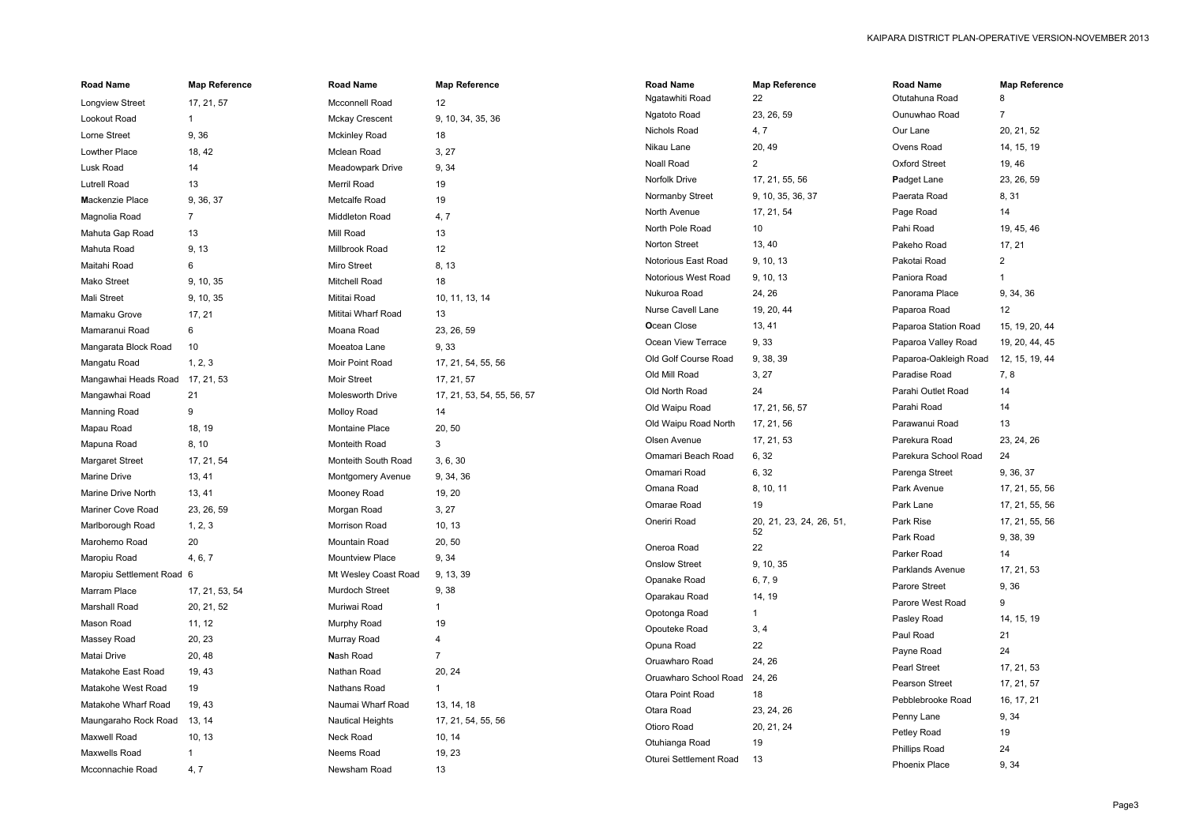| Road Name | Map Reference |
|---|---|
| Longview Street | 17, 21, 57 |
| Lookout Road | 1 |
| Lorne Street | 9, 36 |
| Lowther Place | 18, 42 |
| Lusk Road | 14 |
| Lutrell Road | 13 |
| Mackenzie Place | 9, 36, 37 |
| Magnolia Road | 7 |
| Mahuta Gap Road | 13 |
| Mahuta Road | 9, 13 |
| Maitahi Road | 6 |
| Mako Street | 9, 10, 35 |
| Mali Street | 9, 10, 35 |
| Mamaku Grove | 17, 21 |
| Mamaranui Road | 6 |
| Mangarata Block Road | 10 |
| Mangatu Road | 1, 2, 3 |
| Mangawhai Heads Road | 17, 21, 53 |
| Mangawhai Road | 21 |
| Manning Road | 9 |
| Mapau Road | 18, 19 |
| Mapuna Road | 8, 10 |
| Margaret Street | 17, 21, 54 |
| Marine Drive | 13, 41 |
| Marine Drive North | 13, 41 |
| Mariner Cove Road | 23, 26, 59 |
| Marlborough Road | 1, 2, 3 |
| Marohemo Road | 20 |
| Maropiu Road | 4, 6, 7 |
| Maropiu Settlement Road | 6 |
| Marram Place | 17, 21, 53, 54 |
| Marshall Road | 20, 21, 52 |
| Mason Road | 11, 12 |
| Massey Road | 20, 23 |
| Matai Drive | 20, 48 |
| Matakohe East Road | 19, 43 |
| Matakohe West Road | 19 |
| Matakohe Wharf Road | 19, 43 |
| Maungaraho Rock Road | 13, 14 |
| Maxwell Road | 10, 13 |
| Maxwells Road | 1 |
| Mcconnachie Road | 4, 7 |
| Mcconnell Road | 12 |
| Mckay Crescent | 9, 10, 34, 35, 36 |
| Mckinley Road | 18 |
| Mclean Road | 3, 27 |
| Meadowpark Drive | 9, 34 |
| Merril Road | 19 |
| Metcalfe Road | 19 |
| Middleton Road | 4, 7 |
| Mill Road | 13 |
| Millbrook Road | 12 |
| Miro Street | 8, 13 |
| Mitchell Road | 18 |
| Mititai Road | 10, 11, 13, 14 |
| Mititai Wharf Road | 13 |
| Moana Road | 23, 26, 59 |
| Moeatoa Lane | 9, 33 |
| Moir Point Road | 17, 21, 54, 55, 56 |
| Moir Street | 17, 21, 57 |
| Molesworth Drive | 17, 21, 53, 54, 55, 56, 57 |
| Molloy Road | 14 |
| Montaine Place | 20, 50 |
| Monteith Road | 3 |
| Monteith South Road | 3, 6, 30 |
| Montgomery Avenue | 9, 34, 36 |
| Mooney Road | 19, 20 |
| Morgan Road | 3, 27 |
| Morrison Road | 10, 13 |
| Mountain Road | 20, 50 |
| Mountview Place | 9, 34 |
| Mt Wesley Coast Road | 9, 13, 39 |
| Murdoch Street | 9, 38 |
| Muriwai Road | 1 |
| Murphy Road | 19 |
| Murray Road | 4 |
| Nash Road | 7 |
| Nathan Road | 20, 24 |
| Nathans Road | 1 |
| Naumai Wharf Road | 13, 14, 18 |
| Nautical Heights | 17, 21, 54, 55, 56 |
| Neck Road | 10, 14 |
| Neems Road | 19, 23 |
| Newsham Road | 13 |
| Ngatawhiti Road | 22 |
| Ngatoto Road | 23, 26, 59 |
| Nichols Road | 4, 7 |
| Nikau Lane | 20, 49 |
| Noall Road | 2 |
| Norfolk Drive | 17, 21, 55, 56 |
| Normanby Street | 9, 10, 35, 36, 37 |
| North Avenue | 17, 21, 54 |
| North Pole Road | 10 |
| Norton Street | 13, 40 |
| Notorious East Road | 9, 10, 13 |
| Notorious West Road | 9, 10, 13 |
| Nukuroa Road | 24, 26 |
| Nurse Cavell Lane | 19, 20, 44 |
| Ocean Close | 13, 41 |
| Ocean View Terrace | 9, 33 |
| Old Golf Course Road | 9, 38, 39 |
| Old Mill Road | 3, 27 |
| Old North Road | 24 |
| Old Waipu Road | 17, 21, 56, 57 |
| Old Waipu Road North | 17, 21, 56 |
| Olsen Avenue | 17, 21, 53 |
| Omamari Beach Road | 6, 32 |
| Omamari Road | 6, 32 |
| Omana Road | 8, 10, 11 |
| Omarae Road | 19 |
| Oneriri Road | 20, 21, 23, 24, 26, 51, 52 |
| Oneroa Road | 22 |
| Onslow Street | 9, 10, 35 |
| Opanake Road | 6, 7, 9 |
| Oparakau Road | 14, 19 |
| Opotonga Road | 1 |
| Opouteke Road | 3, 4 |
| Opuna Road | 22 |
| Oruawharo Road | 24, 26 |
| Oruawharo School Road | 24, 26 |
| Otara Point Road | 18 |
| Otara Road | 23, 24, 26 |
| Otioro Road | 20, 21, 24 |
| Otuhianga Road | 19 |
| Oturei Settlement Road | 13 |
| Otutahuna Road | 8 |
| Ounuwhao Road | 7 |
| Our Lane | 20, 21, 52 |
| Ovens Road | 14, 15, 19 |
| Oxford Street | 19, 46 |
| Padget Lane | 23, 26, 59 |
| Paerata Road | 8, 31 |
| Page Road | 14 |
| Pahi Road | 19, 45, 46 |
| Pakeho Road | 17, 21 |
| Pakotai Road | 2 |
| Paniora Road | 1 |
| Panorama Place | 9, 34, 36 |
| Paparoa Road | 12 |
| Paparoa Station Road | 15, 19, 20, 44 |
| Paparoa Valley Road | 19, 20, 44, 45 |
| Paparoa-Oakleigh Road | 12, 15, 19, 44 |
| Paradise Road | 7, 8 |
| Parahi Outlet Road | 14 |
| Parahi Road | 14 |
| Parawanui Road | 13 |
| Parekura Road | 23, 24, 26 |
| Parekura School Road | 24 |
| Parenga Street | 9, 36, 37 |
| Park Avenue | 17, 21, 55, 56 |
| Park Lane | 17, 21, 55, 56 |
| Park Rise | 17, 21, 55, 56 |
| Park Road | 9, 38, 39 |
| Parker Road | 14 |
| Parklands Avenue | 17, 21, 53 |
| Parore Street | 9, 36 |
| Parore West Road | 9 |
| Pasley Road | 14, 15, 19 |
| Paul Road | 21 |
| Payne Road | 24 |
| Pearl Street | 17, 21, 53 |
| Pearson Street | 17, 21, 57 |
| Pebblebrooke Road | 16, 17, 21 |
| Penny Lane | 9, 34 |
| Petley Road | 19 |
| Phillips Road | 24 |
| Phoenix Place | 9, 34 |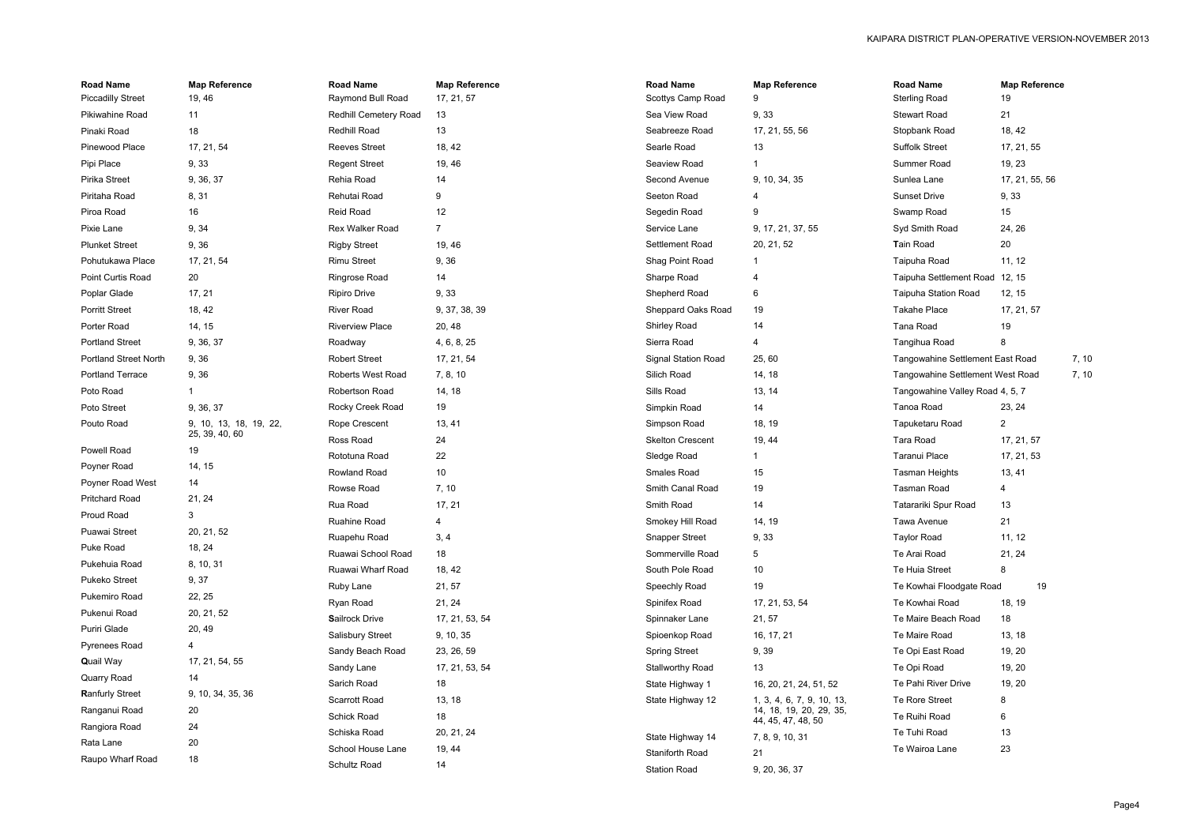| Road Name | Map Reference |
|---|---|
| Piccadilly Street | 19, 46 |
| Pikiwahine Road | 11 |
| Pinaki Road | 18 |
| Pinewood Place | 17, 21, 54 |
| Pipi Place | 9, 33 |
| Pirika Street | 9, 36, 37 |
| Piritaha Road | 8, 31 |
| Piroa Road | 16 |
| Pixie Lane | 9, 34 |
| Plunket Street | 9, 36 |
| Pohutukawa Place | 17, 21, 54 |
| Point Curtis Road | 20 |
| Poplar Glade | 17, 21 |
| Porritt Street | 18, 42 |
| Porter Road | 14, 15 |
| Portland Street | 9, 36, 37 |
| Portland Street North | 9, 36 |
| Portland Terrace | 9, 36 |
| Poto Road | 1 |
| Poto Street | 9, 36, 37 |
| Pouto Road | 9, 10, 13, 18, 19, 22, 25, 39, 40, 60 |
| Powell Road | 19 |
| Poyner Road | 14, 15 |
| Poyner Road West | 14 |
| Pritchard Road | 21, 24 |
| Proud Road | 3 |
| Puawai Street | 20, 21, 52 |
| Puke Road | 18, 24 |
| Pukehuia Road | 8, 10, 31 |
| Pukeko Street | 9, 37 |
| Pukemiro Road | 22, 25 |
| Pukenui Road | 20, 21, 52 |
| Puriri Glade | 20, 49 |
| Pyrenees Road | 4 |
| **Q**uail Way | 17, 21, 54, 55 |
| Quarry Road | 14 |
| **R**anfurly Street | 9, 10, 34, 35, 36 |
| Ranganui Road | 20 |
| Rangiora Road | 24 |
| Rata Lane | 20 |
| Raupo Wharf Road | 18 |
| Raymond Bull Road | 17, 21, 57 |
| Redhill Cemetery Road | 13 |
| Redhill Road | 13 |
| Reeves Street | 18, 42 |
| Regent Street | 19, 46 |
| Rehia Road | 14 |
| Rehutai Road | 9 |
| Reid Road | 12 |
| Rex Walker Road | 7 |
| Rigby Street | 19, 46 |
| Rimu Street | 9, 36 |
| Ringrose Road | 14 |
| Ripiro Drive | 9, 33 |
| River Road | 9, 37, 38, 39 |
| Riverview Place | 20, 48 |
| Roadway | 4, 6, 8, 25 |
| Robert Street | 17, 21, 54 |
| Roberts West Road | 7, 8, 10 |
| Robertson Road | 14, 18 |
| Rocky Creek Road | 19 |
| Rope Crescent | 13, 41 |
| Ross Road | 24 |
| Rototuna Road | 22 |
| Rowland Road | 10 |
| Rowse Road | 7, 10 |
| Rua Road | 17, 21 |
| Ruahine Road | 4 |
| Ruapehu Road | 3, 4 |
| Ruawai School Road | 18 |
| Ruawai Wharf Road | 18, 42 |
| Ruby Lane | 21, 57 |
| Ryan Road | 21, 24 |
| **S**ailrock Drive | 17, 21, 53, 54 |
| Salisbury Street | 9, 10, 35 |
| Sandy Beach Road | 23, 26, 59 |
| Sandy Lane | 17, 21, 53, 54 |
| Sarich Road | 18 |
| Scarrott Road | 13, 18 |
| Schick Road | 18 |
| Schiska Road | 20, 21, 24 |
| School House Lane | 19, 44 |
| Schultz Road | 14 |
| Scottys Camp Road | 9 |
| Sea View Road | 9, 33 |
| Seabreeze Road | 17, 21, 55, 56 |
| Searle Road | 13 |
| Seaview Road | 1 |
| Second Avenue | 9, 10, 34, 35 |
| Seeton Road | 4 |
| Segedin Road | 9 |
| Service Lane | 9, 17, 21, 37, 55 |
| Settlement Road | 20, 21, 52 |
| Shag Point Road | 1 |
| Sharpe Road | 4 |
| Shepherd Road | 6 |
| Sheppard Oaks Road | 19 |
| Shirley Road | 14 |
| Sierra Road | 4 |
| Signal Station Road | 25, 60 |
| Silich Road | 14, 18 |
| Sills Road | 13, 14 |
| Simpkin Road | 14 |
| Simpson Road | 18, 19 |
| Skelton Crescent | 19, 44 |
| Sledge Road | 1 |
| Smales Road | 15 |
| Smith Canal Road | 19 |
| Smith Road | 14 |
| Smokey Hill Road | 14, 19 |
| Snapper Street | 9, 33 |
| Sommerville Road | 5 |
| South Pole Road | 10 |
| Speechly Road | 19 |
| Spinifex Road | 17, 21, 53, 54 |
| Spinnaker Lane | 21, 57 |
| Spioenkop Road | 16, 17, 21 |
| Spring Street | 9, 39 |
| Stallworthy Road | 13 |
| State Highway 1 | 16, 20, 21, 24, 51, 52 |
| State Highway 12 | 1, 3, 4, 6, 7, 9, 10, 13, 14, 18, 19, 20, 29, 35, 44, 45, 47, 48, 50 |
| State Highway 14 | 7, 8, 9, 10, 31 |
| Staniforth Road | 21 |
| Station Road | 9, 20, 36, 37 |
| Sterling Road | 19 |
| Stewart Road | 21 |
| Stopbank Road | 18, 42 |
| Suffolk Street | 17, 21, 55 |
| Summer Road | 19, 23 |
| Sunlea Lane | 17, 21, 55, 56 |
| Sunset Drive | 9, 33 |
| Swamp Road | 15 |
| Syd Smith Road | 24, 26 |
| **T**ain Road | 20 |
| Taipuha Road | 11, 12 |
| Taipuha Settlement Road | 12, 15 |
| Taipuha Station Road | 12, 15 |
| Takahe Place | 17, 21, 57 |
| Tana Road | 19 |
| Tangihua Road | 8 |
| Tangowahine Settlement East Road | 7, 10 |
| Tangowahine Settlement West Road | 7, 10 |
| Tangowahine Valley Road | 4, 5, 7 |
| Tanoa Road | 23, 24 |
| Tapuketaru Road | 2 |
| Tara Road | 17, 21, 57 |
| Taranui Place | 17, 21, 53 |
| Tasman Heights | 13, 41 |
| Tasman Road | 4 |
| Tatarariki Spur Road | 13 |
| Tawa Avenue | 21 |
| Taylor Road | 11, 12 |
| Te Arai Road | 21, 24 |
| Te Huia Street | 8 |
| Te Kowhai Floodgate Road | 19 |
| Te Kowhai Road | 18, 19 |
| Te Maire Beach Road | 18 |
| Te Maire Road | 13, 18 |
| Te Opi East Road | 19, 20 |
| Te Opi Road | 19, 20 |
| Te Pahi River Drive | 19, 20 |
| Te Rore Street | 8 |
| Te Ruihi Road | 6 |
| Te Tuhi Road | 13 |
| Te Wairoa Lane | 23 |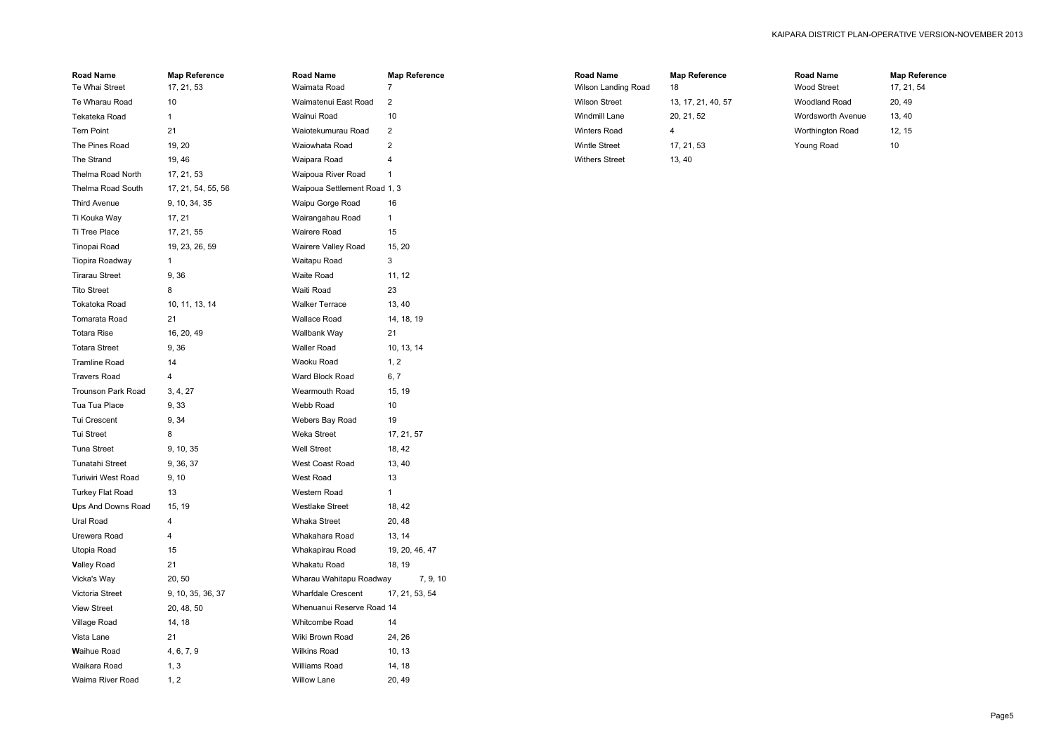| Road Name | Map Reference |
|---|---|
| Te Whai Street | 17, 21, 53 |
| Te Wharau Road | 10 |
| Tekateka Road | 1 |
| Tern Point | 21 |
| The Pines Road | 19, 20 |
| The Strand | 19, 46 |
| Thelma Road North | 17, 21, 53 |
| Thelma Road South | 17, 21, 54, 55, 56 |
| Third Avenue | 9, 10, 34, 35 |
| Ti Kouka Way | 17, 21 |
| Ti Tree Place | 17, 21, 55 |
| Tinopai Road | 19, 23, 26, 59 |
| Tiopira Roadway | 1 |
| Tirarau Street | 9, 36 |
| Tito Street | 8 |
| Tokatoka Road | 10, 11, 13, 14 |
| Tomarata Road | 21 |
| Totara Rise | 16, 20, 49 |
| Totara Street | 9, 36 |
| Tramline Road | 14 |
| Travers Road | 4 |
| Trounson Park Road | 3, 4, 27 |
| Tua Tua Place | 9, 33 |
| Tui Crescent | 9, 34 |
| Tui Street | 8 |
| Tuna Street | 9, 10, 35 |
| Tunatahi Street | 9, 36, 37 |
| Turiwiri West Road | 9, 10 |
| Turkey Flat Road | 13 |
| Ups And Downs Road | 15, 19 |
| Ural Road | 4 |
| Urewera Road | 4 |
| Utopia Road | 15 |
| Valley Road | 21 |
| Vicka's Way | 20, 50 |
| Victoria Street | 9, 10, 35, 36, 37 |
| View Street | 20, 48, 50 |
| Village Road | 14, 18 |
| Vista Lane | 21 |
| Waihue Road | 4, 6, 7, 9 |
| Waikara Road | 1, 3 |
| Waima River Road | 1, 2 |

| Road Name | Map Reference |
|---|---|
| Waimata Road | 7 |
| Waimatenui East Road | 2 |
| Wainui Road | 10 |
| Waiotekumurau Road | 2 |
| Waiowhata Road | 2 |
| Waipara Road | 4 |
| Waipoua River Road | 1 |
| Waipoua Settlement Road | 1, 3 |
| Waipu Gorge Road | 16 |
| Wairangahau Road | 1 |
| Wairere Road | 15 |
| Wairere Valley Road | 15, 20 |
| Waitapu Road | 3 |
| Waite Road | 11, 12 |
| Waiti Road | 23 |
| Walker Terrace | 13, 40 |
| Wallace Road | 14, 18, 19 |
| Wallbank Way | 21 |
| Waller Road | 10, 13, 14 |
| Waoku Road | 1, 2 |
| Ward Block Road | 6, 7 |
| Wearmouth Road | 15, 19 |
| Webb Road | 10 |
| Webers Bay Road | 19 |
| Weka Street | 17, 21, 57 |
| Well Street | 18, 42 |
| West Coast Road | 13, 40 |
| West Road | 13 |
| Western Road | 1 |
| Westlake Street | 18, 42 |
| Whaka Street | 20, 48 |
| Whakahara Road | 13, 14 |
| Whakapirau Road | 19, 20, 46, 47 |
| Whakatu Road | 18, 19 |
| Wharau Wahitapu Roadway | 7, 9, 10 |
| Wharfdale Crescent | 17, 21, 53, 54 |
| Whenuanui Reserve Road | 14 |
| Whitcombe Road | 14 |
| Wiki Brown Road | 24, 26 |
| Wilkins Road | 10, 13 |
| Williams Road | 14, 18 |
| Willow Lane | 20, 49 |

| Road Name | Map Reference |
|---|---|
| Wilson Landing Road | 18 |
| Wilson Street | 13, 17, 21, 40, 57 |
| Windmill Lane | 20, 21, 52 |
| Winters Road | 4 |
| Wintle Street | 17, 21, 53 |
| Withers Street | 13, 40 |

| Road Name | Map Reference |
|---|---|
| Wood Street | 17, 21, 54 |
| Woodland Road | 20, 49 |
| Wordsworth Avenue | 13, 40 |
| Worthington Road | 12, 15 |
| Young Road | 10 |